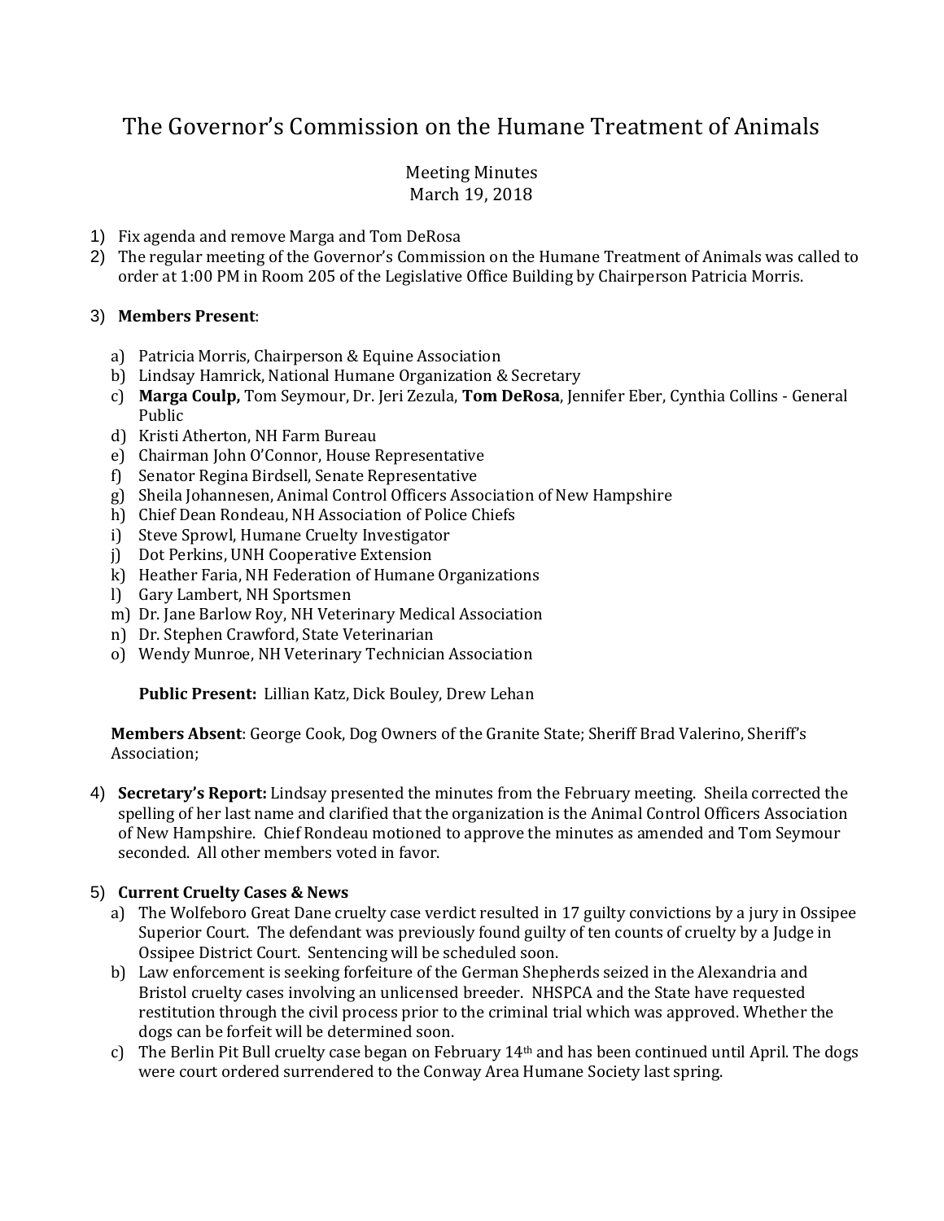# The Governor's Commission on the Humane Treatment of Animals

Meeting Minutes
March 19, 2018

1) Fix agenda and remove Marga and Tom DeRosa
2) The regular meeting of the Governor's Commission on the Humane Treatment of Animals was called to order at 1:00 PM in Room 205 of the Legislative Office Building by Chairperson Patricia Morris.

3) **Members Present**:

   a) Patricia Morris, Chairperson & Equine Association
   b) Lindsay Hamrick, National Humane Organization & Secretary
   c) **Marga Coulp,** Tom Seymour, Dr. Jeri Zezula, **Tom DeRosa**, Jennifer Eber, Cynthia Collins - General Public
   d) Kristi Atherton, NH Farm Bureau
   e) Chairman John O'Connor, House Representative
   f) Senator Regina Birdsell, Senate Representative
   g) Sheila Johannesen, Animal Control Officers Association of New Hampshire
   h) Chief Dean Rondeau, NH Association of Police Chiefs
   i) Steve Sprowl, Humane Cruelty Investigator
   j) Dot Perkins, UNH Cooperative Extension
   k) Heather Faria, NH Federation of Humane Organizations
   l) Gary Lambert, NH Sportsmen
   m) Dr. Jane Barlow Roy, NH Veterinary Medical Association
   n) Dr. Stephen Crawford, State Veterinarian
   o) Wendy Munroe, NH Veterinary Technician Association

   **Public Present:** Lillian Katz, Dick Bouley, Drew Lehan

   **Members Absent**: George Cook, Dog Owners of the Granite State; Sheriff Brad Valerino, Sheriff's Association;

4) **Secretary's Report:** Lindsay presented the minutes from the February meeting. Sheila corrected the spelling of her last name and clarified that the organization is the Animal Control Officers Association of New Hampshire. Chief Rondeau motioned to approve the minutes as amended and Tom Seymour seconded. All other members voted in favor.

5) **Current Cruelty Cases & News**
   a) The Wolfeboro Great Dane cruelty case verdict resulted in 17 guilty convictions by a jury in Ossipee Superior Court. The defendant was previously found guilty of ten counts of cruelty by a Judge in Ossipee District Court. Sentencing will be scheduled soon.
   b) Law enforcement is seeking forfeiture of the German Shepherds seized in the Alexandria and Bristol cruelty cases involving an unlicensed breeder. NHSPCA and the State have requested restitution through the civil process prior to the criminal trial which was approved. Whether the dogs can be forfeit will be determined soon.
   c) The Berlin Pit Bull cruelty case began on February 14th and has been continued until April. The dogs were court ordered surrendered to the Conway Area Humane Society last spring.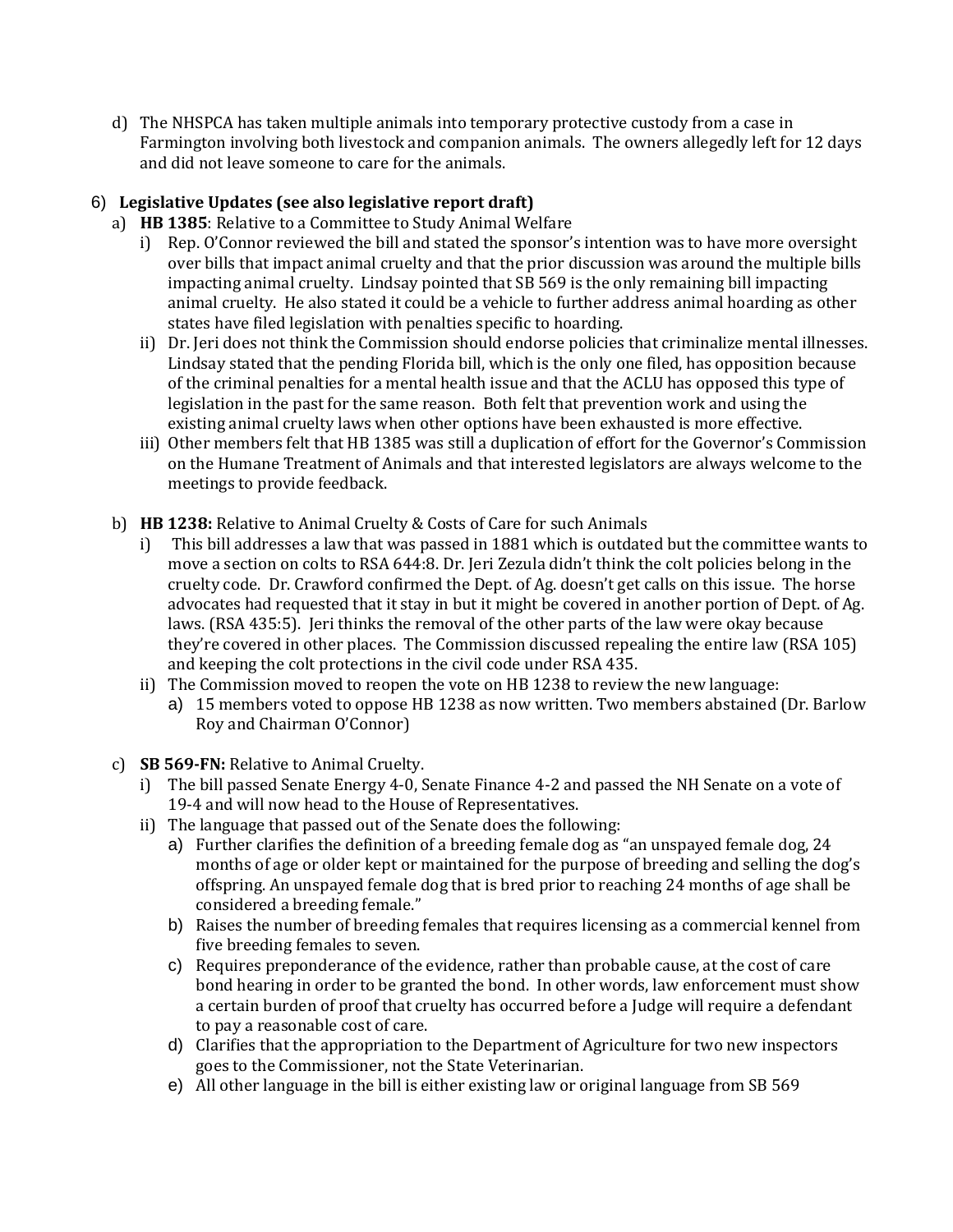d) The NHSPCA has taken multiple animals into temporary protective custody from a case in Farmington involving both livestock and companion animals. The owners allegedly left for 12 days and did not leave someone to care for the animals.

6) **Legislative Updates (see also legislative report draft)**

a) **HB 1385**: Relative to a Committee to Study Animal Welfare

i) Rep. O'Connor reviewed the bill and stated the sponsor's intention was to have more oversight over bills that impact animal cruelty and that the prior discussion was around the multiple bills impacting animal cruelty. Lindsay pointed that SB 569 is the only remaining bill impacting animal cruelty. He also stated it could be a vehicle to further address animal hoarding as other states have filed legislation with penalties specific to hoarding.

ii) Dr. Jeri does not think the Commission should endorse policies that criminalize mental illnesses. Lindsay stated that the pending Florida bill, which is the only one filed, has opposition because of the criminal penalties for a mental health issue and that the ACLU has opposed this type of legislation in the past for the same reason. Both felt that prevention work and using the existing animal cruelty laws when other options have been exhausted is more effective.

iii) Other members felt that HB 1385 was still a duplication of effort for the Governor's Commission on the Humane Treatment of Animals and that interested legislators are always welcome to the meetings to provide feedback.

b) **HB 1238:** Relative to Animal Cruelty & Costs of Care for such Animals

i) This bill addresses a law that was passed in 1881 which is outdated but the committee wants to move a section on colts to RSA 644:8. Dr. Jeri Zezula didn't think the colt policies belong in the cruelty code. Dr. Crawford confirmed the Dept. of Ag. doesn't get calls on this issue. The horse advocates had requested that it stay in but it might be covered in another portion of Dept. of Ag. laws. (RSA 435:5). Jeri thinks the removal of the other parts of the law were okay because they're covered in other places. The Commission discussed repealing the entire law (RSA 105) and keeping the colt protections in the civil code under RSA 435.

ii) The Commission moved to reopen the vote on HB 1238 to review the new language:

a) 15 members voted to oppose HB 1238 as now written. Two members abstained (Dr. Barlow Roy and Chairman O'Connor)

c) **SB 569-FN:** Relative to Animal Cruelty.

i) The bill passed Senate Energy 4-0, Senate Finance 4-2 and passed the NH Senate on a vote of 19-4 and will now head to the House of Representatives.

ii) The language that passed out of the Senate does the following:

a) Further clarifies the definition of a breeding female dog as "an unspayed female dog, 24 months of age or older kept or maintained for the purpose of breeding and selling the dog's offspring. An unspayed female dog that is bred prior to reaching 24 months of age shall be considered a breeding female."

b) Raises the number of breeding females that requires licensing as a commercial kennel from five breeding females to seven.

c) Requires preponderance of the evidence, rather than probable cause, at the cost of care bond hearing in order to be granted the bond. In other words, law enforcement must show a certain burden of proof that cruelty has occurred before a Judge will require a defendant to pay a reasonable cost of care.

d) Clarifies that the appropriation to the Department of Agriculture for two new inspectors goes to the Commissioner, not the State Veterinarian.

e) All other language in the bill is either existing law or original language from SB 569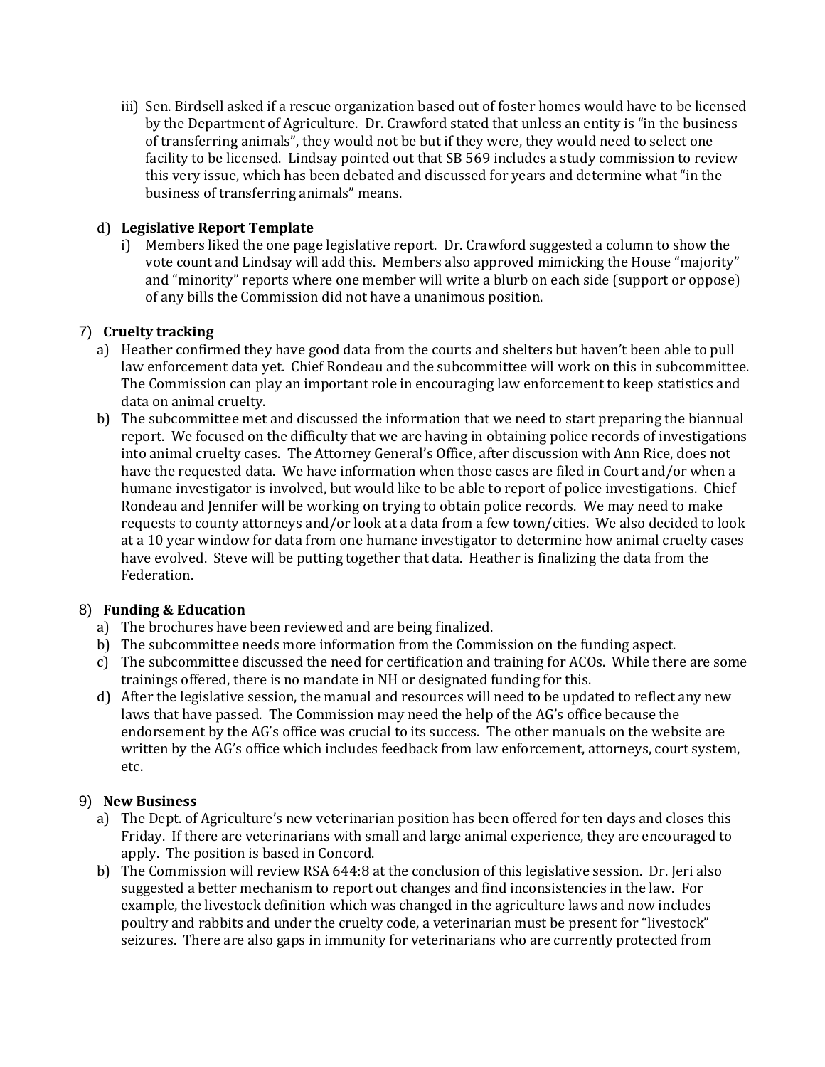iii) Sen. Birdsell asked if a rescue organization based out of foster homes would have to be licensed by the Department of Agriculture. Dr. Crawford stated that unless an entity is "in the business of transferring animals", they would not be but if they were, they would need to select one facility to be licensed. Lindsay pointed out that SB 569 includes a study commission to review this very issue, which has been debated and discussed for years and determine what "in the business of transferring animals" means.

d) **Legislative Report Template**

i) Members liked the one page legislative report. Dr. Crawford suggested a column to show the vote count and Lindsay will add this. Members also approved mimicking the House "majority" and "minority" reports where one member will write a blurb on each side (support or oppose) of any bills the Commission did not have a unanimous position.

7) **Cruelty tracking**

a) Heather confirmed they have good data from the courts and shelters but haven't been able to pull law enforcement data yet. Chief Rondeau and the subcommittee will work on this in subcommittee. The Commission can play an important role in encouraging law enforcement to keep statistics and data on animal cruelty.

b) The subcommittee met and discussed the information that we need to start preparing the biannual report. We focused on the difficulty that we are having in obtaining police records of investigations into animal cruelty cases. The Attorney General's Office, after discussion with Ann Rice, does not have the requested data. We have information when those cases are filed in Court and/or when a humane investigator is involved, but would like to be able to report of police investigations. Chief Rondeau and Jennifer will be working on trying to obtain police records. We may need to make requests to county attorneys and/or look at a data from a few town/cities. We also decided to look at a 10 year window for data from one humane investigator to determine how animal cruelty cases have evolved. Steve will be putting together that data. Heather is finalizing the data from the Federation.

8) **Funding & Education**

a) The brochures have been reviewed and are being finalized.

b) The subcommittee needs more information from the Commission on the funding aspect.

c) The subcommittee discussed the need for certification and training for ACOs. While there are some trainings offered, there is no mandate in NH or designated funding for this.

d) After the legislative session, the manual and resources will need to be updated to reflect any new laws that have passed. The Commission may need the help of the AG's office because the endorsement by the AG's office was crucial to its success. The other manuals on the website are written by the AG's office which includes feedback from law enforcement, attorneys, court system, etc.

9) **New Business**

a) The Dept. of Agriculture's new veterinarian position has been offered for ten days and closes this Friday. If there are veterinarians with small and large animal experience, they are encouraged to apply. The position is based in Concord.

b) The Commission will review RSA 644:8 at the conclusion of this legislative session. Dr. Jeri also suggested a better mechanism to report out changes and find inconsistencies in the law. For example, the livestock definition which was changed in the agriculture laws and now includes poultry and rabbits and under the cruelty code, a veterinarian must be present for "livestock" seizures. There are also gaps in immunity for veterinarians who are currently protected from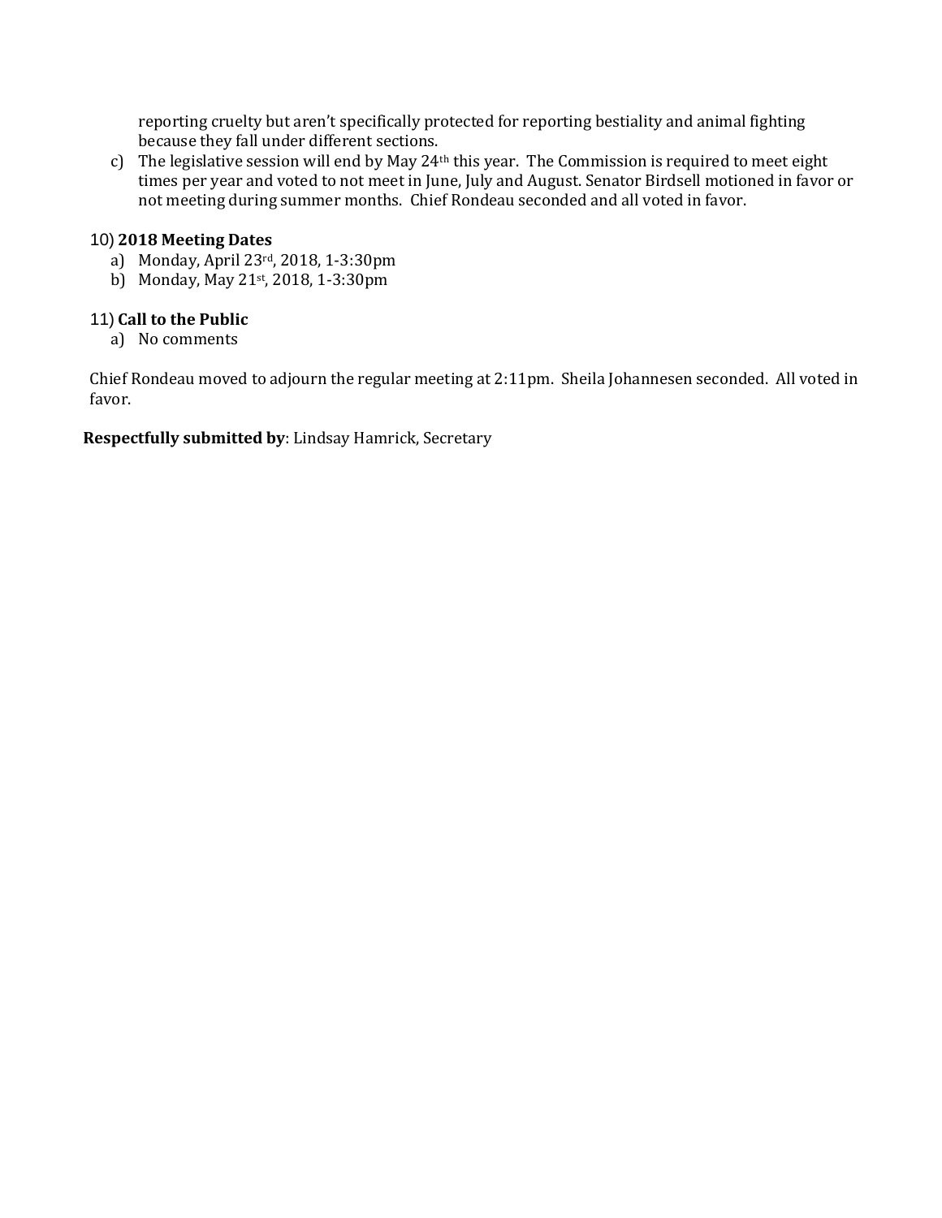reporting cruelty but aren't specifically protected for reporting bestiality and animal fighting because they fall under different sections.

c) The legislative session will end by May 24th this year. The Commission is required to meet eight times per year and voted to not meet in June, July and August. Senator Birdsell motioned in favor or not meeting during summer months. Chief Rondeau seconded and all voted in favor.

10) **2018 Meeting Dates**

a) Monday, April 23rd, 2018, 1-3:30pm

b) Monday, May 21st, 2018, 1-3:30pm

11) **Call to the Public**

a) No comments

Chief Rondeau moved to adjourn the regular meeting at 2:11pm. Sheila Johannesen seconded. All voted in favor.

**Respectfully submitted by**: Lindsay Hamrick, Secretary